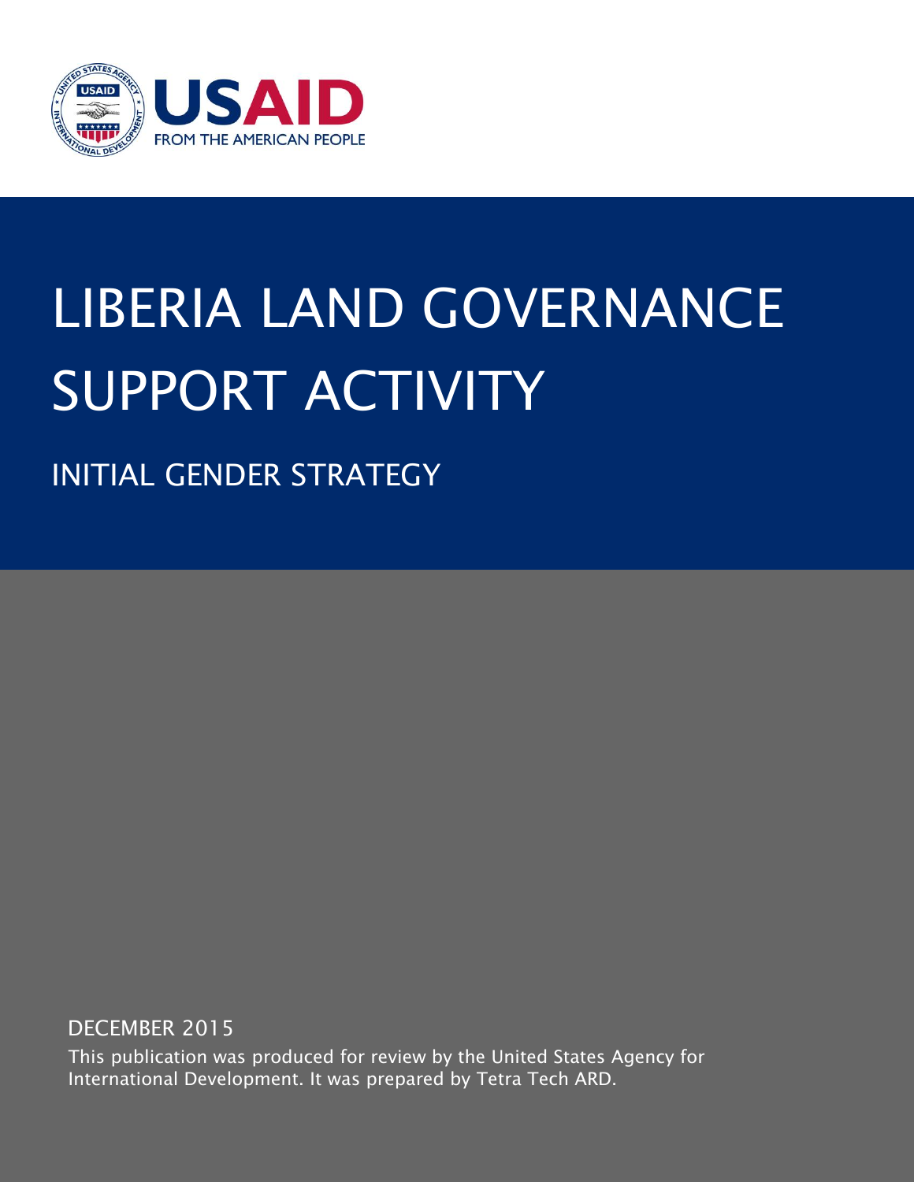USAID
FROM THE AMERICAN PEOPLE

# LIBERIA LAND GOVERNANCE SUPPORT ACTIVITY

## INITIAL GENDER STRATEGY

DECEMBER 2015

This publication was produced for review by the United States Agency for International Development. It was prepared by Tetra Tech ARD.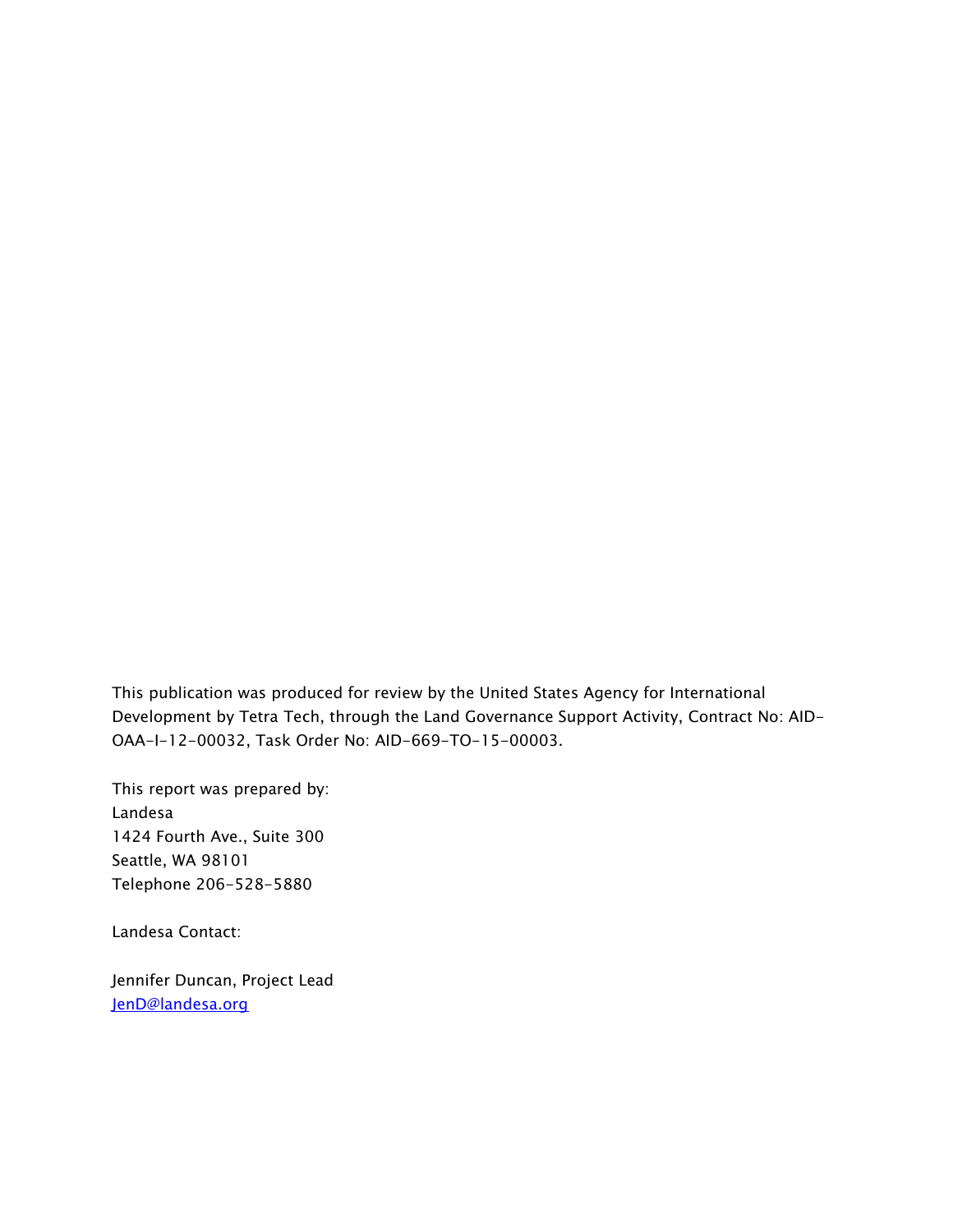This publication was produced for review by the United States Agency for International Development by Tetra Tech, through the Land Governance Support Activity, Contract No: AID-OAA-I-12-00032, Task Order No: AID-669-TO-15-00003.

This report was prepared by:
Landesa
1424 Fourth Ave., Suite 300
Seattle, WA 98101
Telephone 206-528-5880

Landesa Contact:

Jennifer Duncan, Project Lead
JenD@landesa.org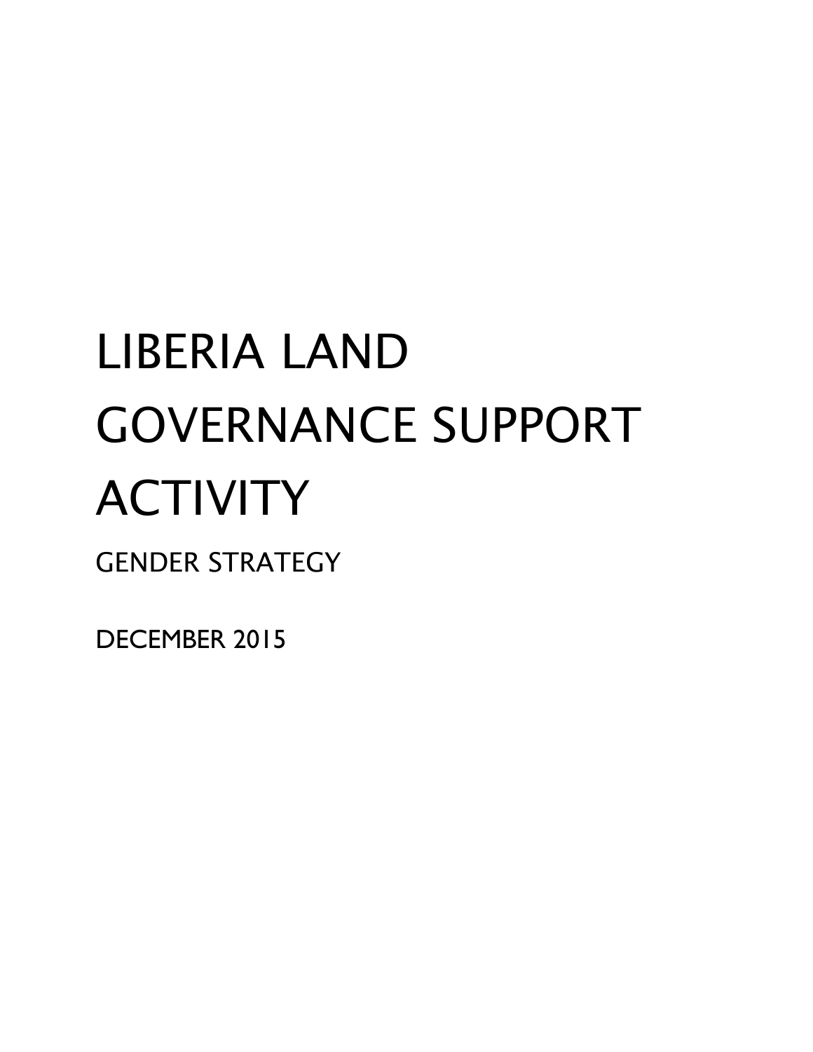# LIBERIA LAND GOVERNANCE SUPPORT ACTIVITY

GENDER STRATEGY

DECEMBER 2015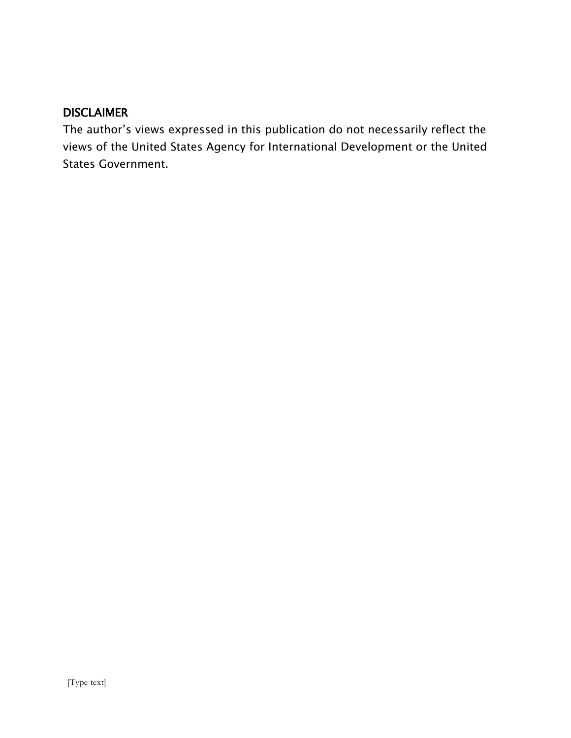## DISCLAIMER

The author's views expressed in this publication do not necessarily reflect the views of the United States Agency for International Development or the United States Government.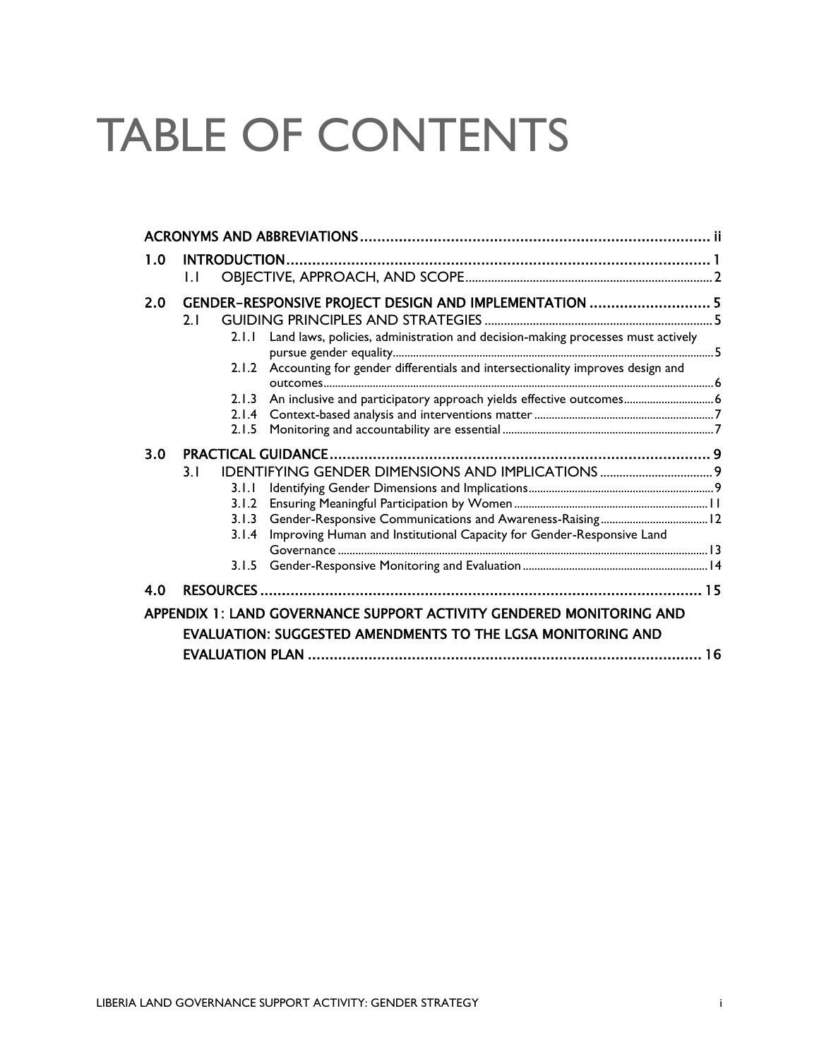# TABLE OF CONTENTS

| | | | | |
|---|---|---|---|---|
| ACRONYMS AND ABBREVIATIONS | | | | ii |
| 1.0 | INTRODUCTION | | | 1 |
| | 1.1 | OBJECTIVE, APPROACH, AND SCOPE | | 2 |
| 2.0 | GENDER–RESPONSIVE PROJECT DESIGN AND IMPLEMENTATION | | | 5 |
| | 2.1 | GUIDING PRINCIPLES AND STRATEGIES | | 5 |
| | | 2.1.1 | Land laws, policies, administration and decision-making processes must actively pursue gender equality | 5 |
| | | 2.1.2 | Accounting for gender differentials and intersectionality improves design and outcomes | 6 |
| | | 2.1.3 | An inclusive and participatory approach yields effective outcomes | 6 |
| | | 2.1.4 | Context-based analysis and interventions matter | 7 |
| | | 2.1.5 | Monitoring and accountability are essential | 7 |
| 3.0 | PRACTICAL GUIDANCE | | | 9 |
| | 3.1 | IDENTIFYING GENDER DIMENSIONS AND IMPLICATIONS | | 9 |
| | | 3.1.1 | Identifying Gender Dimensions and Implications | 9 |
| | | 3.1.2 | Ensuring Meaningful Participation by Women | 11 |
| | | 3.1.3 | Gender-Responsive Communications and Awareness-Raising | 12 |
| | | 3.1.4 | Improving Human and Institutional Capacity for Gender-Responsive Land Governance | 13 |
| | | 3.1.5 | Gender-Responsive Monitoring and Evaluation | 14 |
| 4.0 | RESOURCES | | | 15 |
| APPENDIX 1: LAND GOVERNANCE SUPPORT ACTIVITY GENDERED MONITORING AND EVALUATION: SUGGESTED AMENDMENTS TO THE LGSA MONITORING AND EVALUATION PLAN | | | | 16 |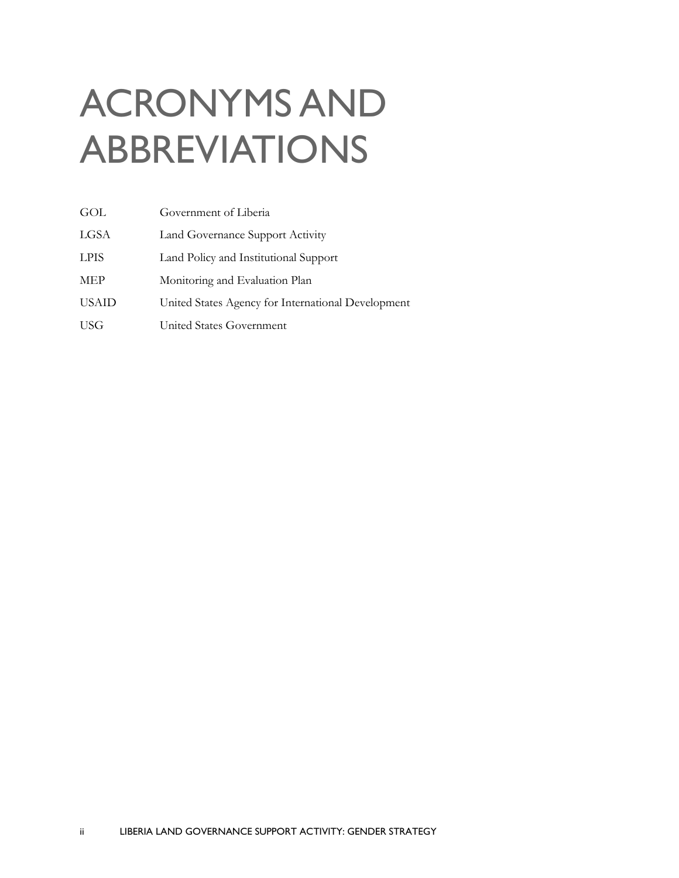# ACRONYMS AND ABBREVIATIONS

| | |
|---|---|
| GOL | Government of Liberia |
| LGSA | Land Governance Support Activity |
| LPIS | Land Policy and Institutional Support |
| MEP | Monitoring and Evaluation Plan |
| USAID | United States Agency for International Development |
| USG | United States Government |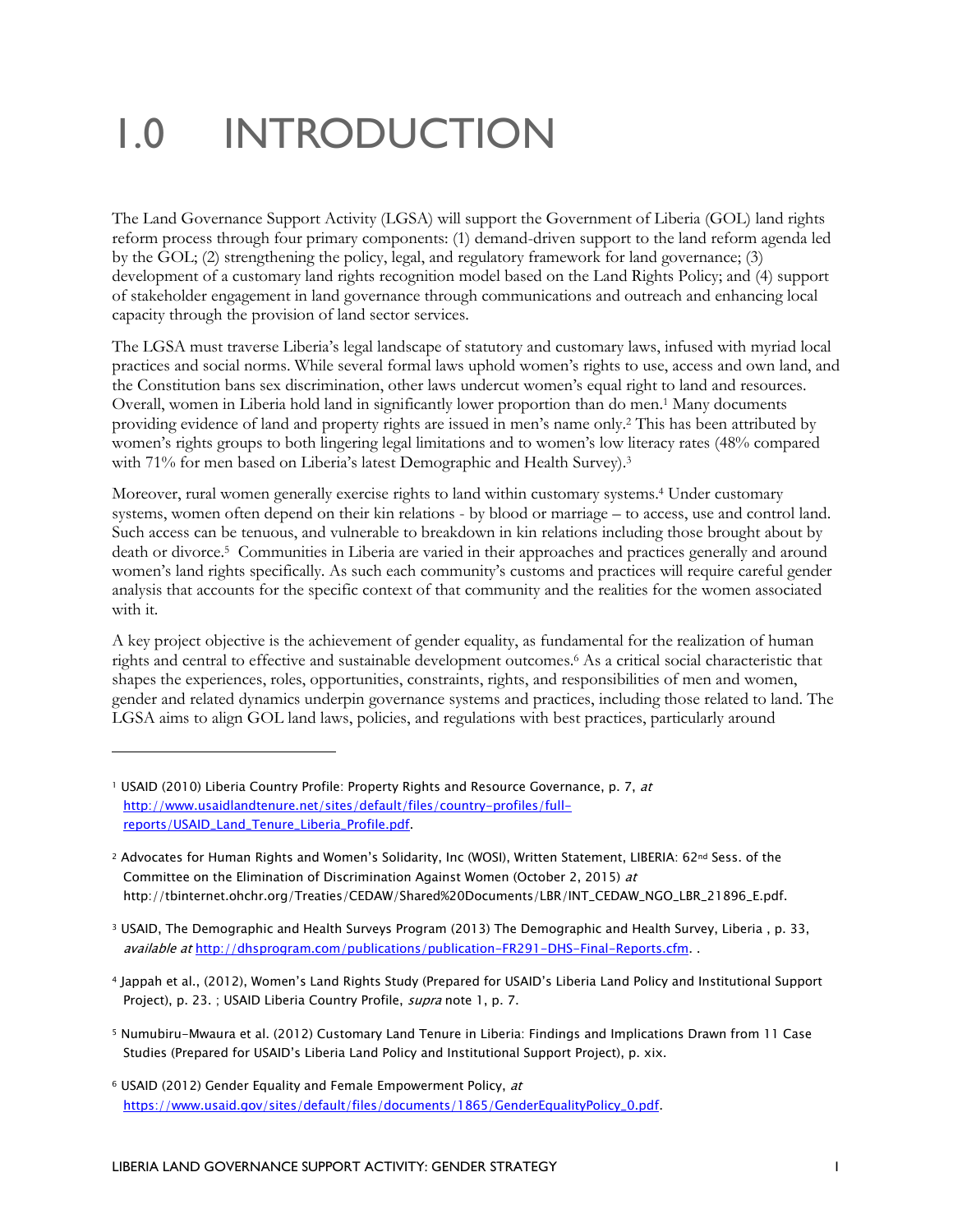# 1.0 INTRODUCTION

The Land Governance Support Activity (LGSA) will support the Government of Liberia (GOL) land rights reform process through four primary components: (1) demand-driven support to the land reform agenda led by the GOL; (2) strengthening the policy, legal, and regulatory framework for land governance; (3) development of a customary land rights recognition model based on the Land Rights Policy; and (4) support of stakeholder engagement in land governance through communications and outreach and enhancing local capacity through the provision of land sector services.

The LGSA must traverse Liberia's legal landscape of statutory and customary laws, infused with myriad local practices and social norms. While several formal laws uphold women's rights to use, access and own land, and the Constitution bans sex discrimination, other laws undercut women's equal right to land and resources. Overall, women in Liberia hold land in significantly lower proportion than do men.[1] Many documents providing evidence of land and property rights are issued in men's name only.[2] This has been attributed by women's rights groups to both lingering legal limitations and to women's low literacy rates (48% compared with 71% for men based on Liberia's latest Demographic and Health Survey).[3]

Moreover, rural women generally exercise rights to land within customary systems.[4] Under customary systems, women often depend on their kin relations - by blood or marriage – to access, use and control land. Such access can be tenuous, and vulnerable to breakdown in kin relations including those brought about by death or divorce.[5] Communities in Liberia are varied in their approaches and practices generally and around women's land rights specifically. As such each community's customs and practices will require careful gender analysis that accounts for the specific context of that community and the realities for the women associated with it.

A key project objective is the achievement of gender equality, as fundamental for the realization of human rights and central to effective and sustainable development outcomes.[6] As a critical social characteristic that shapes the experiences, roles, opportunities, constraints, rights, and responsibilities of men and women, gender and related dynamics underpin governance systems and practices, including those related to land. The LGSA aims to align GOL land laws, policies, and regulations with best practices, particularly around

---

[1] USAID (2010) Liberia Country Profile: Property Rights and Resource Governance, p. 7, *at* http://www.usaidlandtenure.net/sites/default/files/country-profiles/full-reports/USAID_Land_Tenure_Liberia_Profile.pdf.

[2] Advocates for Human Rights and Women's Solidarity, Inc (WOSI), Written Statement, LIBERIA: 62nd Sess. of the Committee on the Elimination of Discrimination Against Women (October 2, 2015) *at* http://tbinternet.ohchr.org/Treaties/CEDAW/Shared%20Documents/LBR/INT_CEDAW_NGO_LBR_21896_E.pdf.

[3] USAID, The Demographic and Health Surveys Program (2013) The Demographic and Health Survey, Liberia , p. 33, *available at* http://dhsprogram.com/publications/publication-FR291-DHS-Final-Reports.cfm. .

[4] Jappah et al., (2012), Women's Land Rights Study (Prepared for USAID's Liberia Land Policy and Institutional Support Project), p. 23. ; USAID Liberia Country Profile, *supra* note 1, p. 7.

[5] Numubiru-Mwaura et al. (2012) Customary Land Tenure in Liberia: Findings and Implications Drawn from 11 Case Studies (Prepared for USAID's Liberia Land Policy and Institutional Support Project), p. xix.

[6] USAID (2012) Gender Equality and Female Empowerment Policy, *at* https://www.usaid.gov/sites/default/files/documents/1865/GenderEqualityPolicy_0.pdf.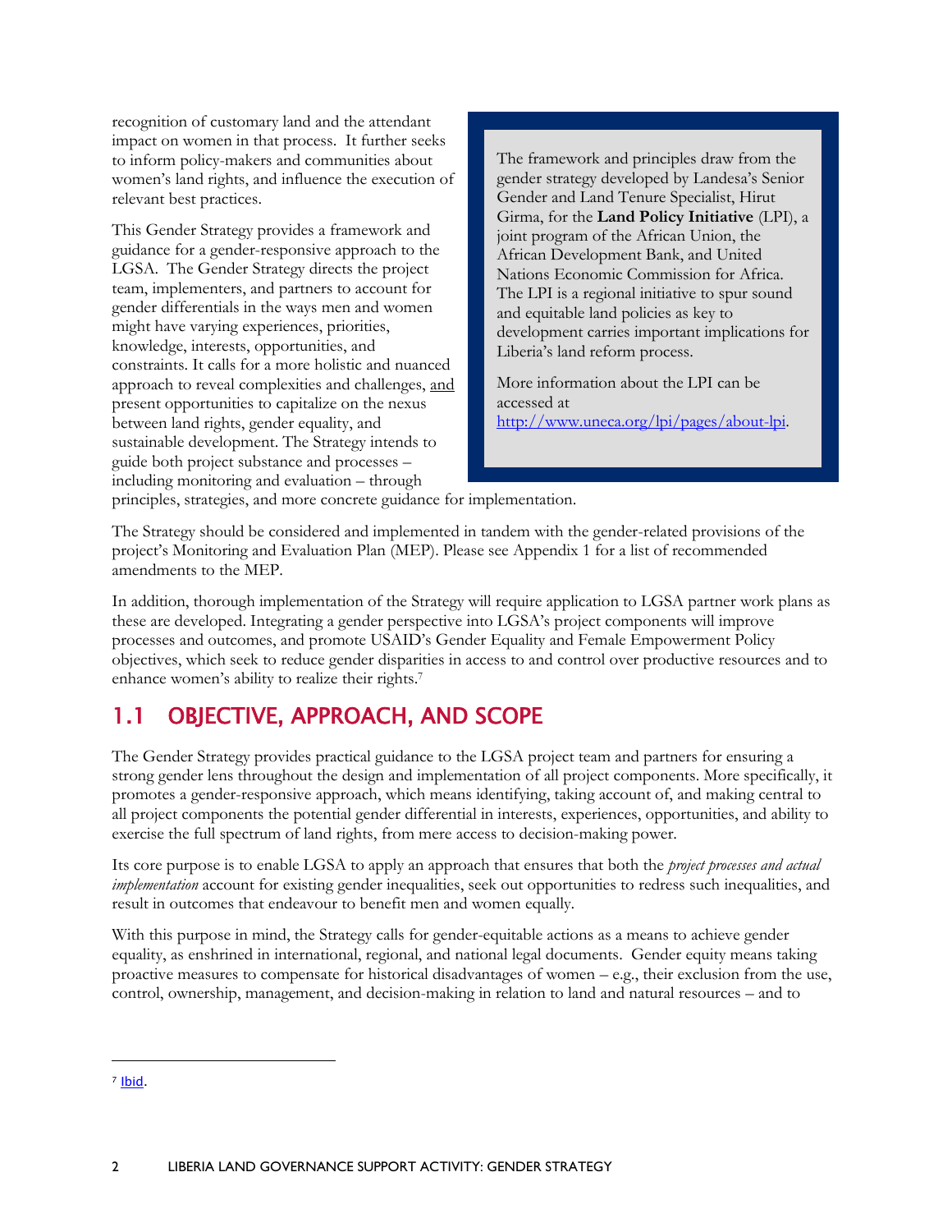recognition of customary land and the attendant impact on women in that process. It further seeks to inform policy-makers and communities about women's land rights, and influence the execution of relevant best practices.

This Gender Strategy provides a framework and guidance for a gender-responsive approach to the LGSA. The Gender Strategy directs the project team, implementers, and partners to account for gender differentials in the ways men and women might have varying experiences, priorities, knowledge, interests, opportunities, and constraints. It calls for a more holistic and nuanced approach to reveal complexities and challenges, and present opportunities to capitalize on the nexus between land rights, gender equality, and sustainable development. The Strategy intends to guide both project substance and processes – including monitoring and evaluation – through principles, strategies, and more concrete guidance for implementation.

> The framework and principles draw from the gender strategy developed by Landesa's Senior Gender and Land Tenure Specialist, Hirut Girma, for the **Land Policy Initiative** (LPI), a joint program of the African Union, the African Development Bank, and United Nations Economic Commission for Africa. The LPI is a regional initiative to spur sound and equitable land policies as key to development carries important implications for Liberia's land reform process.
>
> More information about the LPI can be accessed at http://www.uneca.org/lpi/pages/about-lpi.

The Strategy should be considered and implemented in tandem with the gender-related provisions of the project's Monitoring and Evaluation Plan (MEP). Please see Appendix 1 for a list of recommended amendments to the MEP.

In addition, thorough implementation of the Strategy will require application to LGSA partner work plans as these are developed. Integrating a gender perspective into LGSA's project components will improve processes and outcomes, and promote USAID's Gender Equality and Female Empowerment Policy objectives, which seek to reduce gender disparities in access to and control over productive resources and to enhance women's ability to realize their rights.[7]

## 1.1 OBJECTIVE, APPROACH, AND SCOPE

The Gender Strategy provides practical guidance to the LGSA project team and partners for ensuring a strong gender lens throughout the design and implementation of all project components. More specifically, it promotes a gender-responsive approach, which means identifying, taking account of, and making central to all project components the potential gender differential in interests, experiences, opportunities, and ability to exercise the full spectrum of land rights, from mere access to decision-making power.

Its core purpose is to enable LGSA to apply an approach that ensures that both the *project processes and actual implementation* account for existing gender inequalities, seek out opportunities to redress such inequalities, and result in outcomes that endeavour to benefit men and women equally.

With this purpose in mind, the Strategy calls for gender-equitable actions as a means to achieve gender equality, as enshrined in international, regional, and national legal documents. Gender equity means taking proactive measures to compensate for historical disadvantages of women – e.g., their exclusion from the use, control, ownership, management, and decision-making in relation to land and natural resources – and to

[7] Ibid.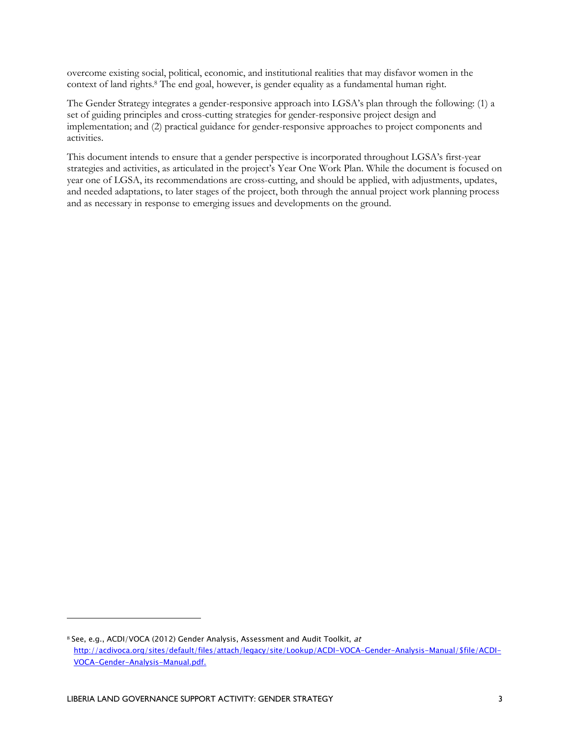overcome existing social, political, economic, and institutional realities that may disfavor women in the context of land rights.[8] The end goal, however, is gender equality as a fundamental human right.

The Gender Strategy integrates a gender-responsive approach into LGSA's plan through the following: (1) a set of guiding principles and cross-cutting strategies for gender-responsive project design and implementation; and (2) practical guidance for gender-responsive approaches to project components and activities.

This document intends to ensure that a gender perspective is incorporated throughout LGSA's first-year strategies and activities, as articulated in the project's Year One Work Plan. While the document is focused on year one of LGSA, its recommendations are cross-cutting, and should be applied, with adjustments, updates, and needed adaptations, to later stages of the project, both through the annual project work planning process and as necessary in response to emerging issues and developments on the ground.

---

[8] See, e.g., ACDI/VOCA (2012) Gender Analysis, Assessment and Audit Toolkit, *at* http://acdivoca.org/sites/default/files/attach/legacy/site/Lookup/ACDI-VOCA-Gender-Analysis-Manual/$file/ACDI-VOCA-Gender-Analysis-Manual.pdf.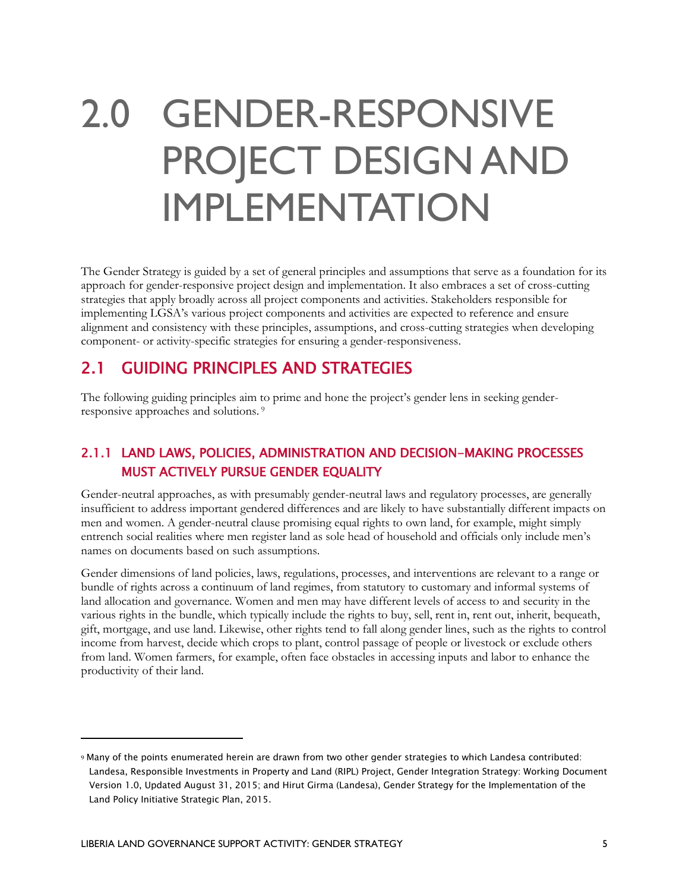# 2.0 GENDER-RESPONSIVE PROJECT DESIGN AND IMPLEMENTATION

The Gender Strategy is guided by a set of general principles and assumptions that serve as a foundation for its approach for gender-responsive project design and implementation. It also embraces a set of cross-cutting strategies that apply broadly across all project components and activities. Stakeholders responsible for implementing LGSA's various project components and activities are expected to reference and ensure alignment and consistency with these principles, assumptions, and cross-cutting strategies when developing component- or activity-specific strategies for ensuring a gender-responsiveness.

## 2.1 GUIDING PRINCIPLES AND STRATEGIES

The following guiding principles aim to prime and hone the project's gender lens in seeking gender-responsive approaches and solutions.[9]

### 2.1.1 LAND LAWS, POLICIES, ADMINISTRATION AND DECISION-MAKING PROCESSES MUST ACTIVELY PURSUE GENDER EQUALITY

Gender-neutral approaches, as with presumably gender-neutral laws and regulatory processes, are generally insufficient to address important gendered differences and are likely to have substantially different impacts on men and women. A gender-neutral clause promising equal rights to own land, for example, might simply entrench social realities where men register land as sole head of household and officials only include men's names on documents based on such assumptions.

Gender dimensions of land policies, laws, regulations, processes, and interventions are relevant to a range or bundle of rights across a continuum of land regimes, from statutory to customary and informal systems of land allocation and governance. Women and men may have different levels of access to and security in the various rights in the bundle, which typically include the rights to buy, sell, rent in, rent out, inherit, bequeath, gift, mortgage, and use land. Likewise, other rights tend to fall along gender lines, such as the rights to control income from harvest, decide which crops to plant, control passage of people or livestock or exclude others from land. Women farmers, for example, often face obstacles in accessing inputs and labor to enhance the productivity of their land.

---

[9] Many of the points enumerated herein are drawn from two other gender strategies to which Landesa contributed: Landesa, Responsible Investments in Property and Land (RIPL) Project, Gender Integration Strategy: Working Document Version 1.0, Updated August 31, 2015; and Hirut Girma (Landesa), Gender Strategy for the Implementation of the Land Policy Initiative Strategic Plan, 2015.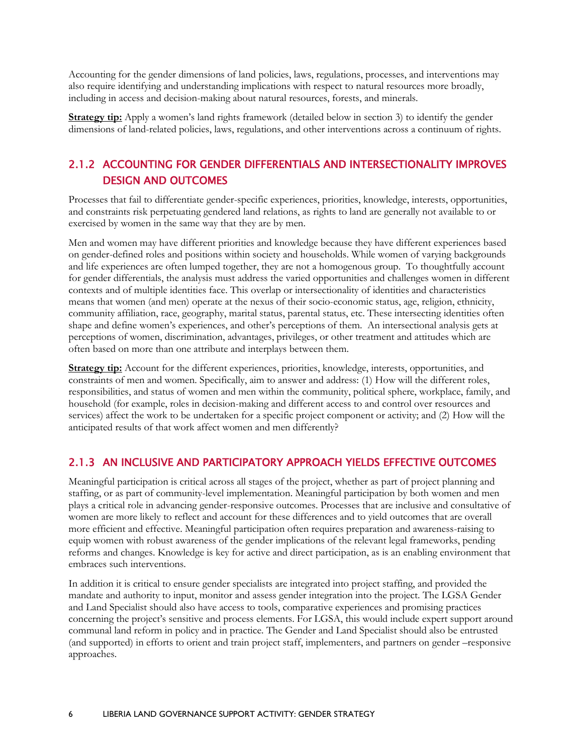Accounting for the gender dimensions of land policies, laws, regulations, processes, and interventions may also require identifying and understanding implications with respect to natural resources more broadly, including in access and decision-making about natural resources, forests, and minerals.

**Strategy tip:** Apply a women's land rights framework (detailed below in section 3) to identify the gender dimensions of land-related policies, laws, regulations, and other interventions across a continuum of rights.

### 2.1.2 ACCOUNTING FOR GENDER DIFFERENTIALS AND INTERSECTIONALITY IMPROVES DESIGN AND OUTCOMES

Processes that fail to differentiate gender-specific experiences, priorities, knowledge, interests, opportunities, and constraints risk perpetuating gendered land relations, as rights to land are generally not available to or exercised by women in the same way that they are by men.

Men and women may have different priorities and knowledge because they have different experiences based on gender-defined roles and positions within society and households. While women of varying backgrounds and life experiences are often lumped together, they are not a homogenous group. To thoughtfully account for gender differentials, the analysis must address the varied opportunities and challenges women in different contexts and of multiple identities face. This overlap or intersectionality of identities and characteristics means that women (and men) operate at the nexus of their socio-economic status, age, religion, ethnicity, community affiliation, race, geography, marital status, parental status, etc. These intersecting identities often shape and define women's experiences, and other's perceptions of them. An intersectional analysis gets at perceptions of women, discrimination, advantages, privileges, or other treatment and attitudes which are often based on more than one attribute and interplays between them.

**Strategy tip:** Account for the different experiences, priorities, knowledge, interests, opportunities, and constraints of men and women. Specifically, aim to answer and address: (1) How will the different roles, responsibilities, and status of women and men within the community, political sphere, workplace, family, and household (for example, roles in decision-making and different access to and control over resources and services) affect the work to be undertaken for a specific project component or activity; and (2) How will the anticipated results of that work affect women and men differently?

### 2.1.3 AN INCLUSIVE AND PARTICIPATORY APPROACH YIELDS EFFECTIVE OUTCOMES

Meaningful participation is critical across all stages of the project, whether as part of project planning and staffing, or as part of community-level implementation. Meaningful participation by both women and men plays a critical role in advancing gender-responsive outcomes. Processes that are inclusive and consultative of women are more likely to reflect and account for these differences and to yield outcomes that are overall more efficient and effective. Meaningful participation often requires preparation and awareness-raising to equip women with robust awareness of the gender implications of the relevant legal frameworks, pending reforms and changes. Knowledge is key for active and direct participation, as is an enabling environment that embraces such interventions.

In addition it is critical to ensure gender specialists are integrated into project staffing, and provided the mandate and authority to input, monitor and assess gender integration into the project. The LGSA Gender and Land Specialist should also have access to tools, comparative experiences and promising practices concerning the project's sensitive and process elements. For LGSA, this would include expert support around communal land reform in policy and in practice. The Gender and Land Specialist should also be entrusted (and supported) in efforts to orient and train project staff, implementers, and partners on gender –responsive approaches.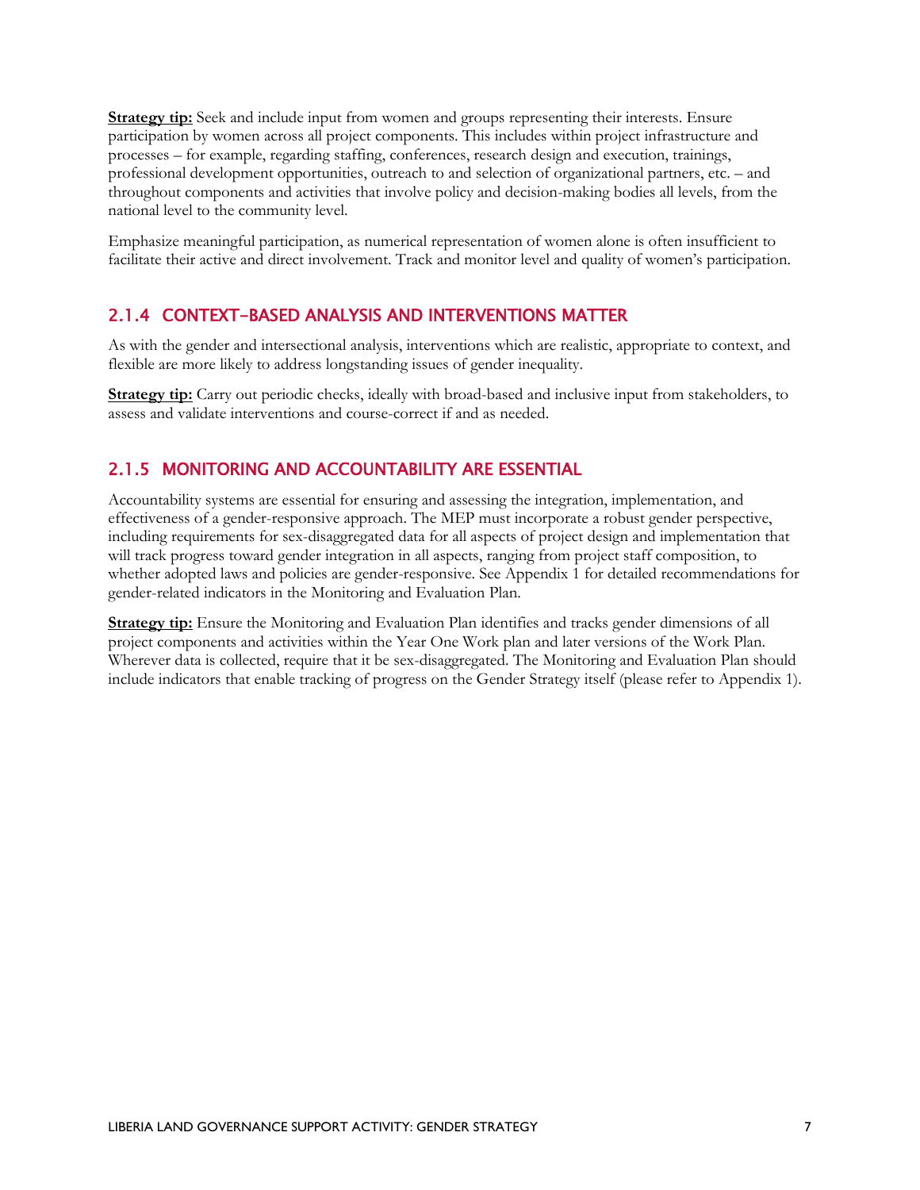**Strategy tip:** Seek and include input from women and groups representing their interests. Ensure participation by women across all project components. This includes within project infrastructure and processes – for example, regarding staffing, conferences, research design and execution, trainings, professional development opportunities, outreach to and selection of organizational partners, etc. – and throughout components and activities that involve policy and decision-making bodies all levels, from the national level to the community level.

Emphasize meaningful participation, as numerical representation of women alone is often insufficient to facilitate their active and direct involvement. Track and monitor level and quality of women's participation.

### 2.1.4 CONTEXT-BASED ANALYSIS AND INTERVENTIONS MATTER

As with the gender and intersectional analysis, interventions which are realistic, appropriate to context, and flexible are more likely to address longstanding issues of gender inequality.

**Strategy tip:** Carry out periodic checks, ideally with broad-based and inclusive input from stakeholders, to assess and validate interventions and course-correct if and as needed.

### 2.1.5 MONITORING AND ACCOUNTABILITY ARE ESSENTIAL

Accountability systems are essential for ensuring and assessing the integration, implementation, and effectiveness of a gender-responsive approach. The MEP must incorporate a robust gender perspective, including requirements for sex-disaggregated data for all aspects of project design and implementation that will track progress toward gender integration in all aspects, ranging from project staff composition, to whether adopted laws and policies are gender-responsive. See Appendix 1 for detailed recommendations for gender-related indicators in the Monitoring and Evaluation Plan.

**Strategy tip:** Ensure the Monitoring and Evaluation Plan identifies and tracks gender dimensions of all project components and activities within the Year One Work plan and later versions of the Work Plan. Wherever data is collected, require that it be sex-disaggregated. The Monitoring and Evaluation Plan should include indicators that enable tracking of progress on the Gender Strategy itself (please refer to Appendix 1).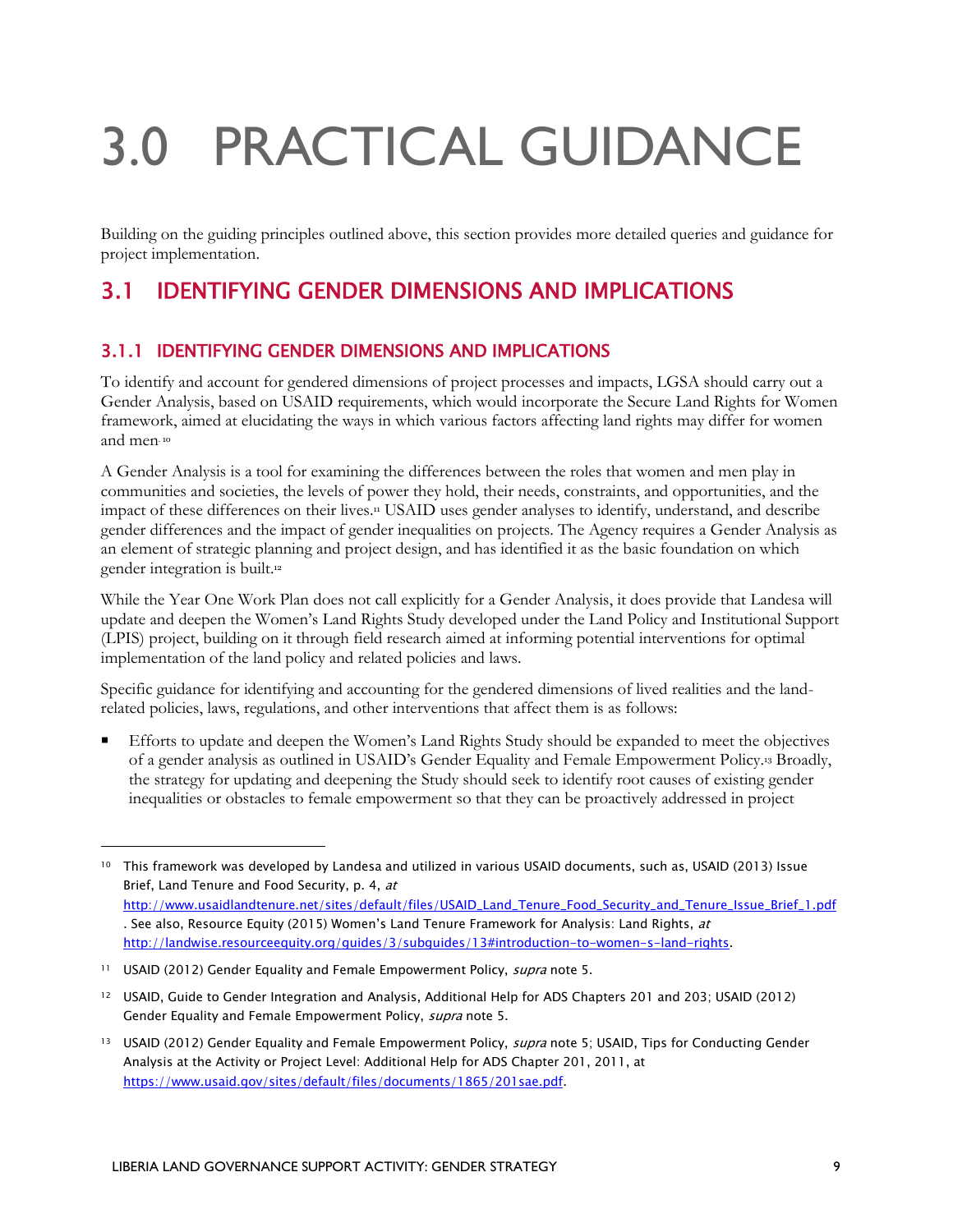# 3.0 PRACTICAL GUIDANCE

Building on the guiding principles outlined above, this section provides more detailed queries and guidance for project implementation.

## 3.1 IDENTIFYING GENDER DIMENSIONS AND IMPLICATIONS

### 3.1.1 IDENTIFYING GENDER DIMENSIONS AND IMPLICATIONS

To identify and account for gendered dimensions of project processes and impacts, LGSA should carry out a Gender Analysis, based on USAID requirements, which would incorporate the Secure Land Rights for Women framework, aimed at elucidating the ways in which various factors affecting land rights may differ for women and men.[10]

A Gender Analysis is a tool for examining the differences between the roles that women and men play in communities and societies, the levels of power they hold, their needs, constraints, and opportunities, and the impact of these differences on their lives.[11] USAID uses gender analyses to identify, understand, and describe gender differences and the impact of gender inequalities on projects. The Agency requires a Gender Analysis as an element of strategic planning and project design, and has identified it as the basic foundation on which gender integration is built.[12]

While the Year One Work Plan does not call explicitly for a Gender Analysis, it does provide that Landesa will update and deepen the Women's Land Rights Study developed under the Land Policy and Institutional Support (LPIS) project, building on it through field research aimed at informing potential interventions for optimal implementation of the land policy and related policies and laws.

Specific guidance for identifying and accounting for the gendered dimensions of lived realities and the land-related policies, laws, regulations, and other interventions that affect them is as follows:

- Efforts to update and deepen the Women's Land Rights Study should be expanded to meet the objectives of a gender analysis as outlined in USAID's Gender Equality and Female Empowerment Policy.[13] Broadly, the strategy for updating and deepening the Study should seek to identify root causes of existing gender inequalities or obstacles to female empowerment so that they can be proactively addressed in project

---

[10] This framework was developed by Landesa and utilized in various USAID documents, such as, USAID (2013) Issue Brief, Land Tenure and Food Security, p. 4, *at* http://www.usaidlandtenure.net/sites/default/files/USAID_Land_Tenure_Food_Security_and_Tenure_Issue_Brief_1.pdf. See also, Resource Equity (2015) Women's Land Tenure Framework for Analysis: Land Rights, *at* http://landwise.resourceequity.org/guides/3/subguides/13#introduction-to-women-s-land-rights.

[11] USAID (2012) Gender Equality and Female Empowerment Policy, *supra* note 5.

[12] USAID, Guide to Gender Integration and Analysis, Additional Help for ADS Chapters 201 and 203; USAID (2012) Gender Equality and Female Empowerment Policy, *supra* note 5.

[13] USAID (2012) Gender Equality and Female Empowerment Policy, *supra* note 5; USAID, Tips for Conducting Gender Analysis at the Activity or Project Level: Additional Help for ADS Chapter 201, 2011, at https://www.usaid.gov/sites/default/files/documents/1865/201sae.pdf.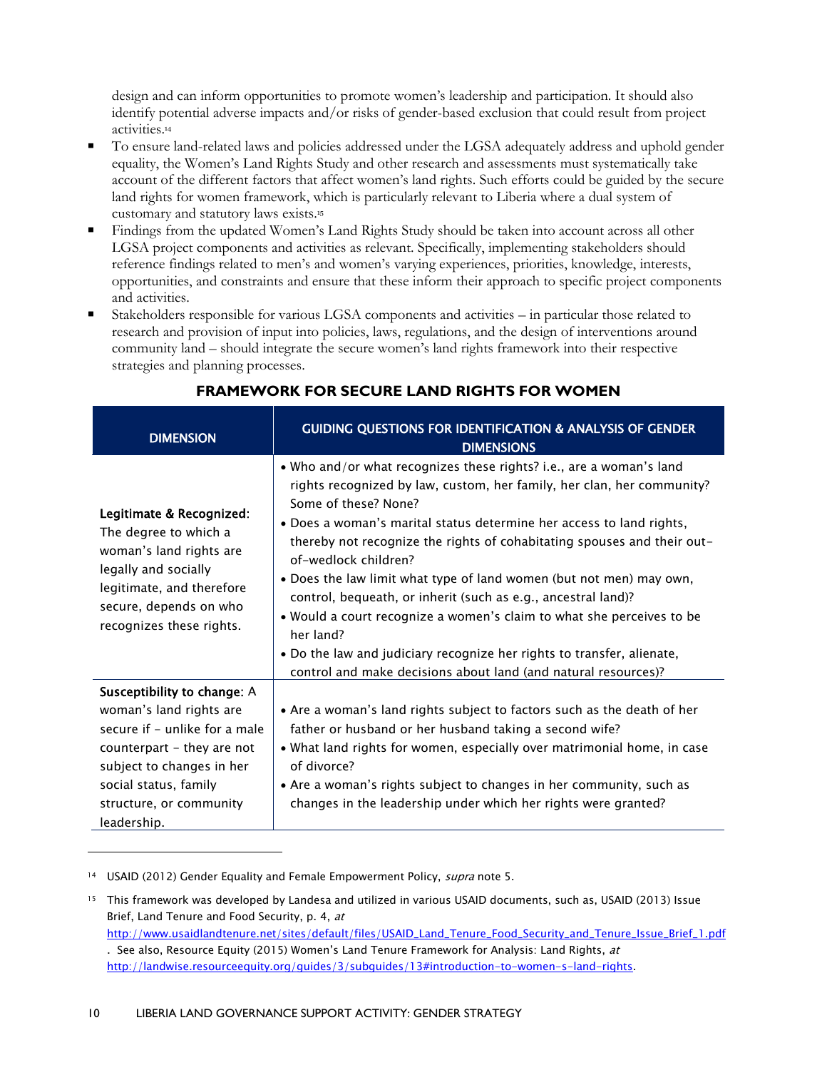design and can inform opportunities to promote women's leadership and participation. It should also identify potential adverse impacts and/or risks of gender-based exclusion that could result from project activities.[14]

- To ensure land-related laws and policies addressed under the LGSA adequately address and uphold gender equality, the Women's Land Rights Study and other research and assessments must systematically take account of the different factors that affect women's land rights. Such efforts could be guided by the secure land rights for women framework, which is particularly relevant to Liberia where a dual system of customary and statutory laws exists.[15]
- Findings from the updated Women's Land Rights Study should be taken into account across all other LGSA project components and activities as relevant. Specifically, implementing stakeholders should reference findings related to men's and women's varying experiences, priorities, knowledge, interests, opportunities, and constraints and ensure that these inform their approach to specific project components and activities.
- Stakeholders responsible for various LGSA components and activities – in particular those related to research and provision of input into policies, laws, regulations, and the design of interventions around community land – should integrate the secure women's land rights framework into their respective strategies and planning processes.

## FRAMEWORK FOR SECURE LAND RIGHTS FOR WOMEN

| DIMENSION | GUIDING QUESTIONS FOR IDENTIFICATION & ANALYSIS OF GENDER DIMENSIONS |
|---|---|
| **Legitimate & Recognized**: The degree to which a woman's land rights are legally and socially legitimate, and therefore secure, depends on who recognizes these rights. | • Who and/or what recognizes these rights? i.e., are a woman's land rights recognized by law, custom, her family, her clan, her community? Some of these? None?<br>• Does a woman's marital status determine her access to land rights, thereby not recognize the rights of cohabitating spouses and their out-of-wedlock children?<br>• Does the law limit what type of land women (but not men) may own, control, bequeath, or inherit (such as e.g., ancestral land)?<br>• Would a court recognize a women's claim to what she perceives to be her land?<br>• Do the law and judiciary recognize her rights to transfer, alienate, control and make decisions about land (and natural resources)? |
| **Susceptibility to change**: A woman's land rights are secure if – unlike for a male counterpart – they are not subject to changes in her social status, family structure, or community leadership. | • Are a woman's land rights subject to factors such as the death of her father or husband or her husband taking a second wife?<br>• What land rights for women, especially over matrimonial home, in case of divorce?<br>• Are a woman's rights subject to changes in her community, such as changes in the leadership under which her rights were granted? |

[14] USAID (2012) Gender Equality and Female Empowerment Policy, *supra* note 5.

[15] This framework was developed by Landesa and utilized in various USAID documents, such as, USAID (2013) Issue Brief, Land Tenure and Food Security, p. 4, *at* http://www.usaidlandtenure.net/sites/default/files/USAID_Land_Tenure_Food_Security_and_Tenure_Issue_Brief_1.pdf . See also, Resource Equity (2015) Women's Land Tenure Framework for Analysis: Land Rights, *at* http://landwise.resourceequity.org/guides/3/subguides/13#introduction-to-women-s-land-rights.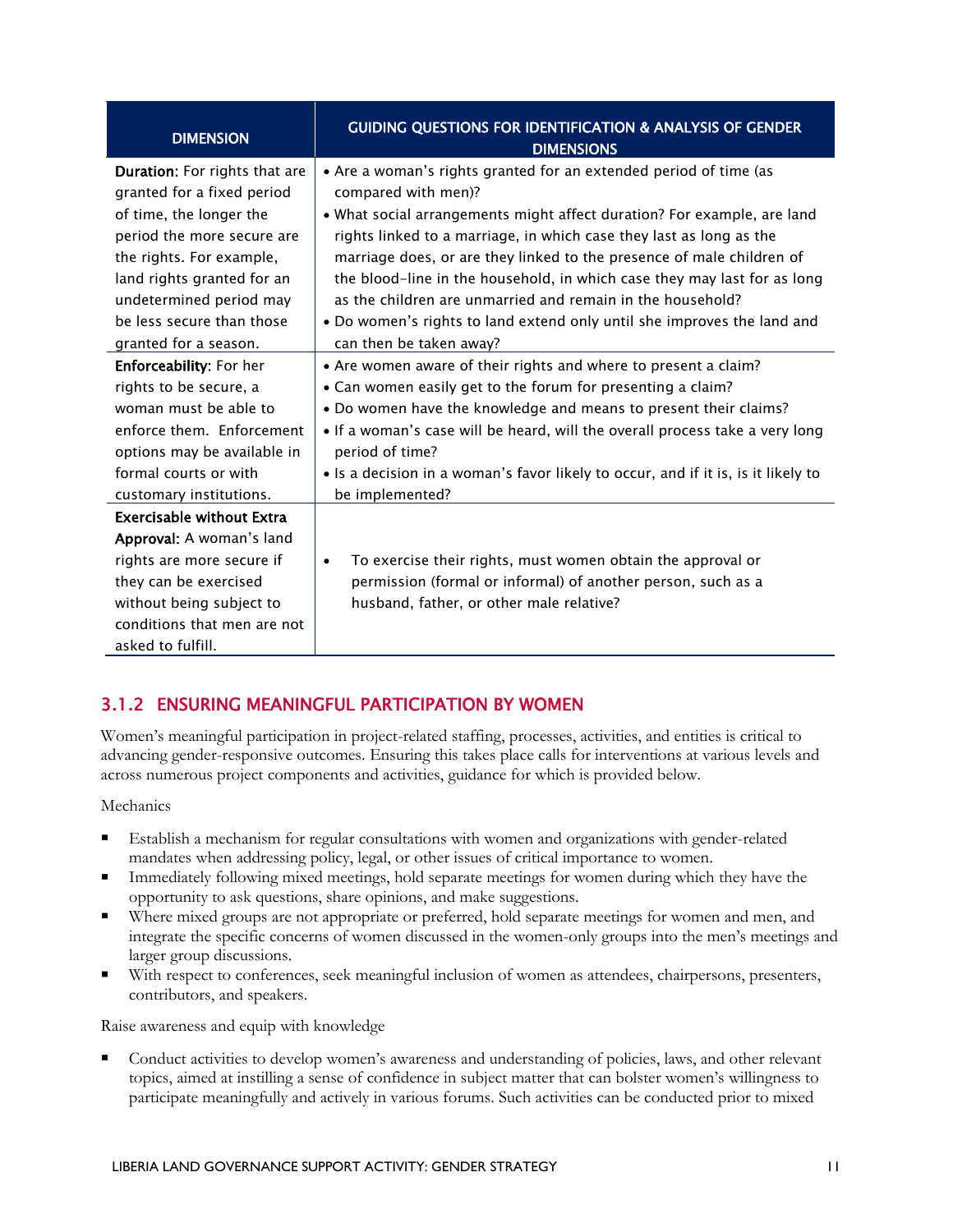| DIMENSION | GUIDING QUESTIONS FOR IDENTIFICATION & ANALYSIS OF GENDER DIMENSIONS |
|---|---|
| **Duration**: For rights that are granted for a fixed period of time, the longer the period the more secure are the rights. For example, land rights granted for an undetermined period may be less secure than those granted for a season. | • Are a woman's rights granted for an extended period of time (as compared with men)? <br> • What social arrangements might affect duration? For example, are land rights linked to a marriage, in which case they last as long as the marriage does, or are they linked to the presence of male children of the blood-line in the household, in which case they may last for as long as the children are unmarried and remain in the household? <br> • Do women's rights to land extend only until she improves the land and can then be taken away? |
| **Enforceability**: For her rights to be secure, a woman must be able to enforce them. Enforcement options may be available in formal courts or with customary institutions. | • Are women aware of their rights and where to present a claim? <br> • Can women easily get to the forum for presenting a claim? <br> • Do women have the knowledge and means to present their claims? <br> • If a woman's case will be heard, will the overall process take a very long period of time? <br> • Is a decision in a woman's favor likely to occur, and if it is, is it likely to be implemented? |
| **Exercisable without Extra Approval**: A woman's land rights are more secure if they can be exercised without being subject to conditions that men are not asked to fulfill. | • To exercise their rights, must women obtain the approval or permission (formal or informal) of another person, such as a husband, father, or other male relative? |

### 3.1.2 ENSURING MEANINGFUL PARTICIPATION BY WOMEN

Women's meaningful participation in project-related staffing, processes, activities, and entities is critical to advancing gender-responsive outcomes. Ensuring this takes place calls for interventions at various levels and across numerous project components and activities, guidance for which is provided below.

Mechanics

- Establish a mechanism for regular consultations with women and organizations with gender-related mandates when addressing policy, legal, or other issues of critical importance to women.
- Immediately following mixed meetings, hold separate meetings for women during which they have the opportunity to ask questions, share opinions, and make suggestions.
- Where mixed groups are not appropriate or preferred, hold separate meetings for women and men, and integrate the specific concerns of women discussed in the women-only groups into the men's meetings and larger group discussions.
- With respect to conferences, seek meaningful inclusion of women as attendees, chairpersons, presenters, contributors, and speakers.

Raise awareness and equip with knowledge

- Conduct activities to develop women's awareness and understanding of policies, laws, and other relevant topics, aimed at instilling a sense of confidence in subject matter that can bolster women's willingness to participate meaningfully and actively in various forums. Such activities can be conducted prior to mixed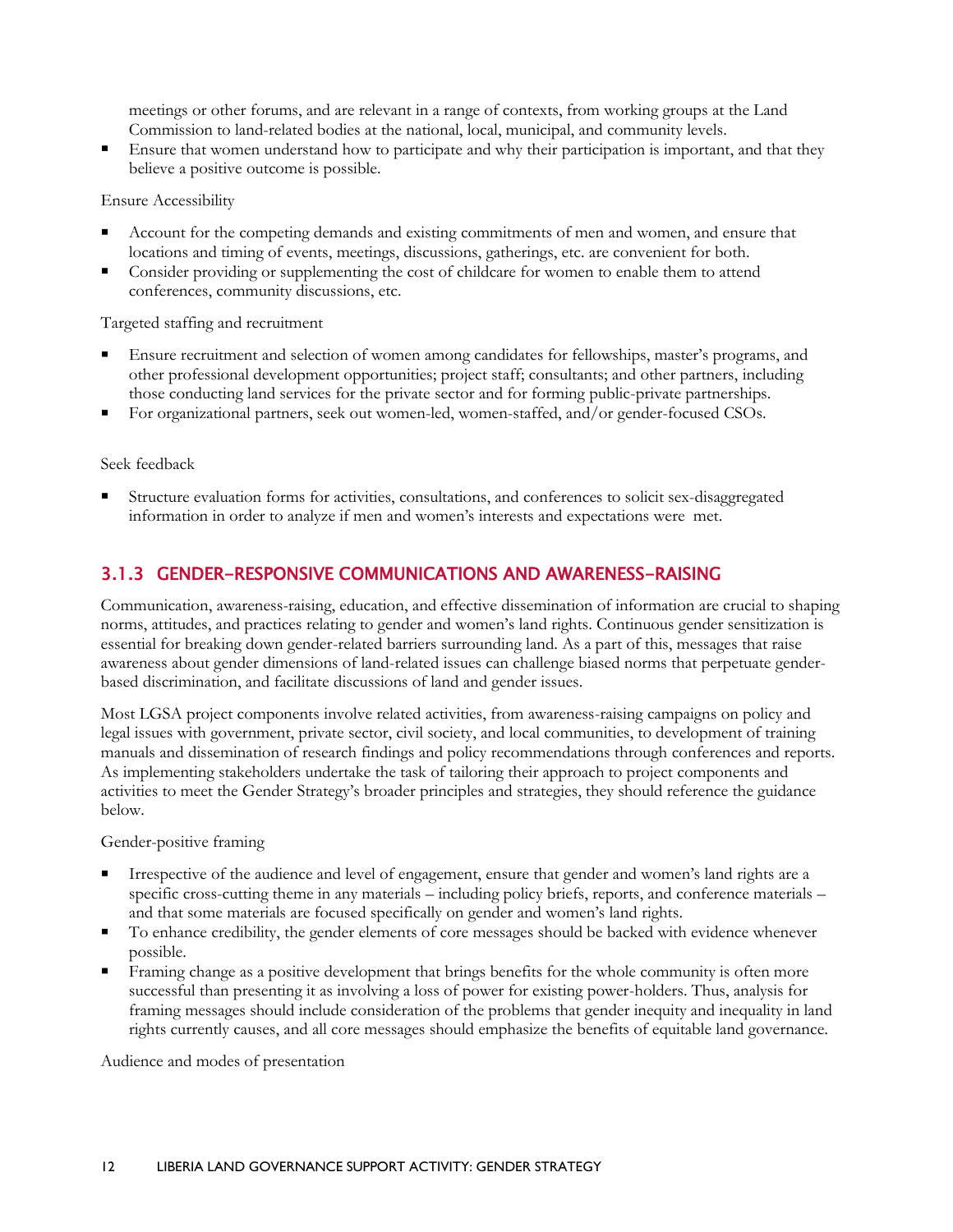meetings or other forums, and are relevant in a range of contexts, from working groups at the Land Commission to land-related bodies at the national, local, municipal, and community levels.

- Ensure that women understand how to participate and why their participation is important, and that they believe a positive outcome is possible.

Ensure Accessibility

- Account for the competing demands and existing commitments of men and women, and ensure that locations and timing of events, meetings, discussions, gatherings, etc. are convenient for both.
- Consider providing or supplementing the cost of childcare for women to enable them to attend conferences, community discussions, etc.

Targeted staffing and recruitment

- Ensure recruitment and selection of women among candidates for fellowships, master's programs, and other professional development opportunities; project staff; consultants; and other partners, including those conducting land services for the private sector and for forming public-private partnerships.
- For organizational partners, seek out women-led, women-staffed, and/or gender-focused CSOs.

Seek feedback

- Structure evaluation forms for activities, consultations, and conferences to solicit sex-disaggregated information in order to analyze if men and women's interests and expectations were met.

### 3.1.3 GENDER-RESPONSIVE COMMUNICATIONS AND AWARENESS-RAISING

Communication, awareness-raising, education, and effective dissemination of information are crucial to shaping norms, attitudes, and practices relating to gender and women's land rights. Continuous gender sensitization is essential for breaking down gender-related barriers surrounding land. As a part of this, messages that raise awareness about gender dimensions of land-related issues can challenge biased norms that perpetuate gender-based discrimination, and facilitate discussions of land and gender issues.

Most LGSA project components involve related activities, from awareness-raising campaigns on policy and legal issues with government, private sector, civil society, and local communities, to development of training manuals and dissemination of research findings and policy recommendations through conferences and reports. As implementing stakeholders undertake the task of tailoring their approach to project components and activities to meet the Gender Strategy's broader principles and strategies, they should reference the guidance below.

Gender-positive framing

- Irrespective of the audience and level of engagement, ensure that gender and women's land rights are a specific cross-cutting theme in any materials – including policy briefs, reports, and conference materials – and that some materials are focused specifically on gender and women's land rights.
- To enhance credibility, the gender elements of core messages should be backed with evidence whenever possible.
- Framing change as a positive development that brings benefits for the whole community is often more successful than presenting it as involving a loss of power for existing power-holders. Thus, analysis for framing messages should include consideration of the problems that gender inequity and inequality in land rights currently causes, and all core messages should emphasize the benefits of equitable land governance.

Audience and modes of presentation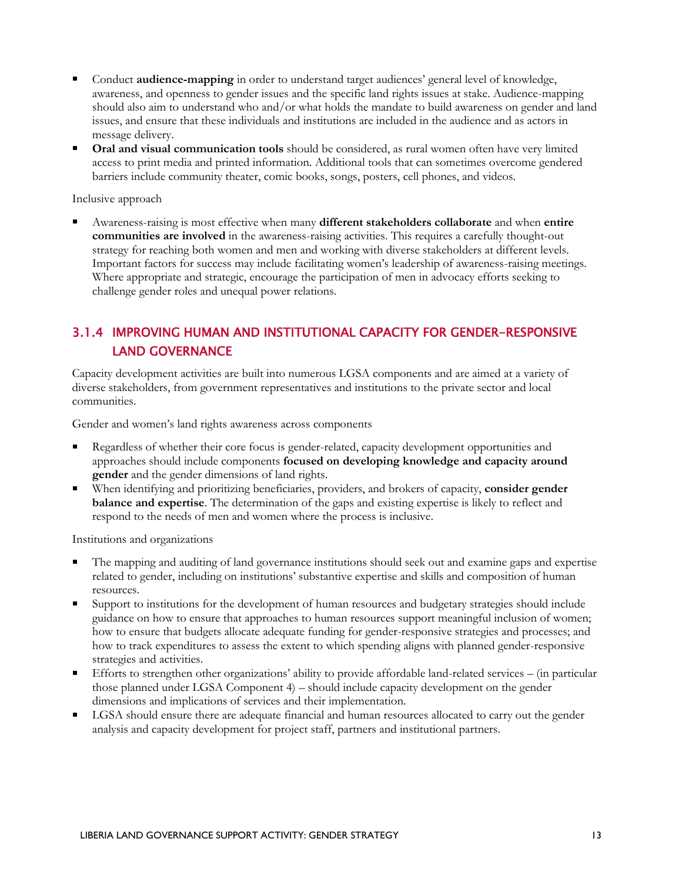- Conduct **audience-mapping** in order to understand target audiences' general level of knowledge, awareness, and openness to gender issues and the specific land rights issues at stake. Audience-mapping should also aim to understand who and/or what holds the mandate to build awareness on gender and land issues, and ensure that these individuals and institutions are included in the audience and as actors in message delivery.
- **Oral and visual communication tools** should be considered, as rural women often have very limited access to print media and printed information. Additional tools that can sometimes overcome gendered barriers include community theater, comic books, songs, posters, cell phones, and videos.

Inclusive approach

- Awareness-raising is most effective when many **different stakeholders collaborate** and when **entire communities are involved** in the awareness-raising activities. This requires a carefully thought-out strategy for reaching both women and men and working with diverse stakeholders at different levels. Important factors for success may include facilitating women's leadership of awareness-raising meetings. Where appropriate and strategic, encourage the participation of men in advocacy efforts seeking to challenge gender roles and unequal power relations.

### 3.1.4 IMPROVING HUMAN AND INSTITUTIONAL CAPACITY FOR GENDER-RESPONSIVE LAND GOVERNANCE

Capacity development activities are built into numerous LGSA components and are aimed at a variety of diverse stakeholders, from government representatives and institutions to the private sector and local communities.

Gender and women's land rights awareness across components

- Regardless of whether their core focus is gender-related, capacity development opportunities and approaches should include components **focused on developing knowledge and capacity around gender** and the gender dimensions of land rights.
- When identifying and prioritizing beneficiaries, providers, and brokers of capacity, **consider gender balance and expertise**. The determination of the gaps and existing expertise is likely to reflect and respond to the needs of men and women where the process is inclusive.

Institutions and organizations

- The mapping and auditing of land governance institutions should seek out and examine gaps and expertise related to gender, including on institutions' substantive expertise and skills and composition of human resources.
- Support to institutions for the development of human resources and budgetary strategies should include guidance on how to ensure that approaches to human resources support meaningful inclusion of women; how to ensure that budgets allocate adequate funding for gender-responsive strategies and processes; and how to track expenditures to assess the extent to which spending aligns with planned gender-responsive strategies and activities.
- Efforts to strengthen other organizations' ability to provide affordable land-related services – (in particular those planned under LGSA Component 4) – should include capacity development on the gender dimensions and implications of services and their implementation.
- LGSA should ensure there are adequate financial and human resources allocated to carry out the gender analysis and capacity development for project staff, partners and institutional partners.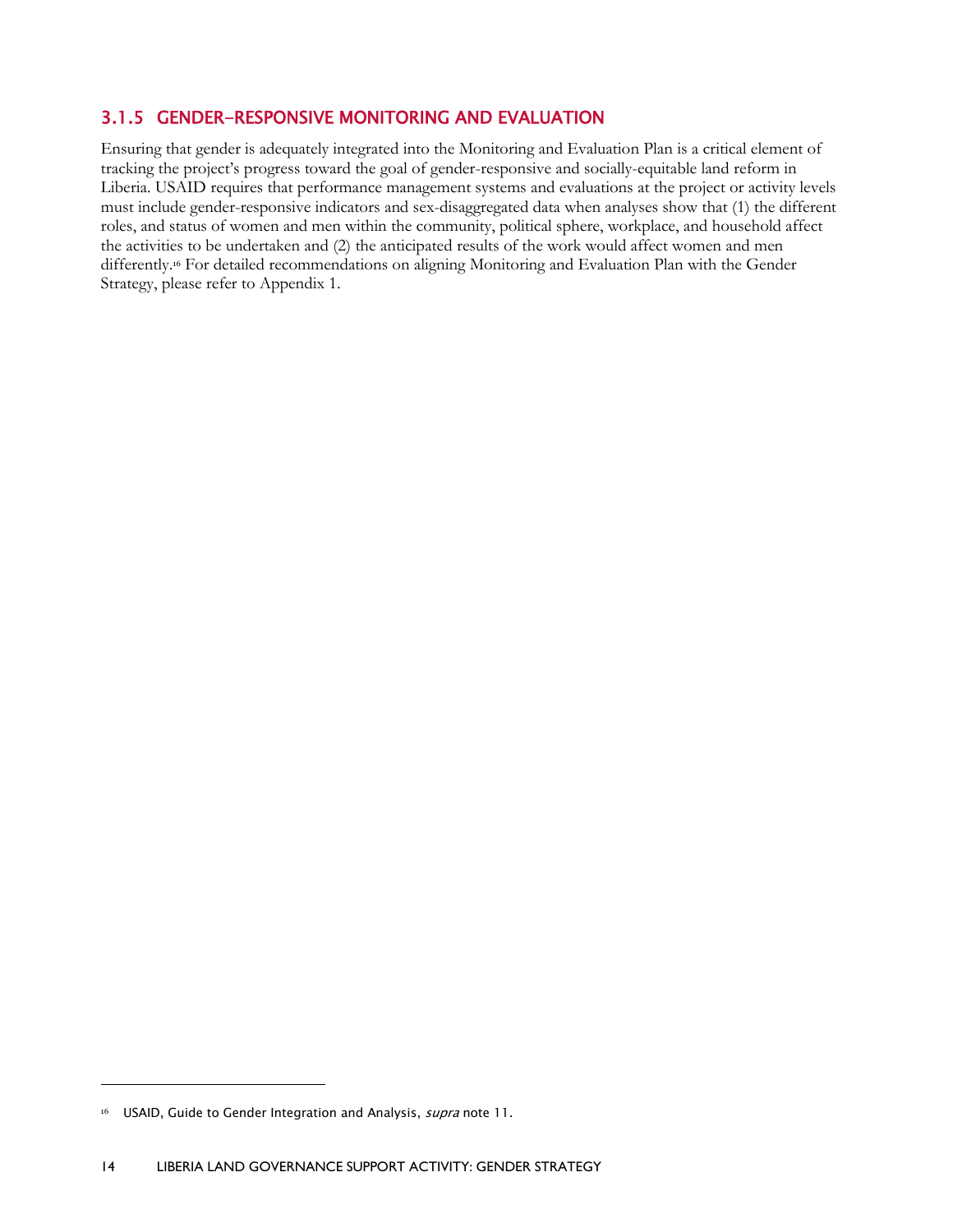### 3.1.5 GENDER-RESPONSIVE MONITORING AND EVALUATION

Ensuring that gender is adequately integrated into the Monitoring and Evaluation Plan is a critical element of tracking the project's progress toward the goal of gender-responsive and socially-equitable land reform in Liberia. USAID requires that performance management systems and evaluations at the project or activity levels must include gender-responsive indicators and sex-disaggregated data when analyses show that (1) the different roles, and status of women and men within the community, political sphere, workplace, and household affect the activities to be undertaken and (2) the anticipated results of the work would affect women and men differently.[16] For detailed recommendations on aligning Monitoring and Evaluation Plan with the Gender Strategy, please refer to Appendix 1.

---

[16] USAID, Guide to Gender Integration and Analysis, *supra* note 11.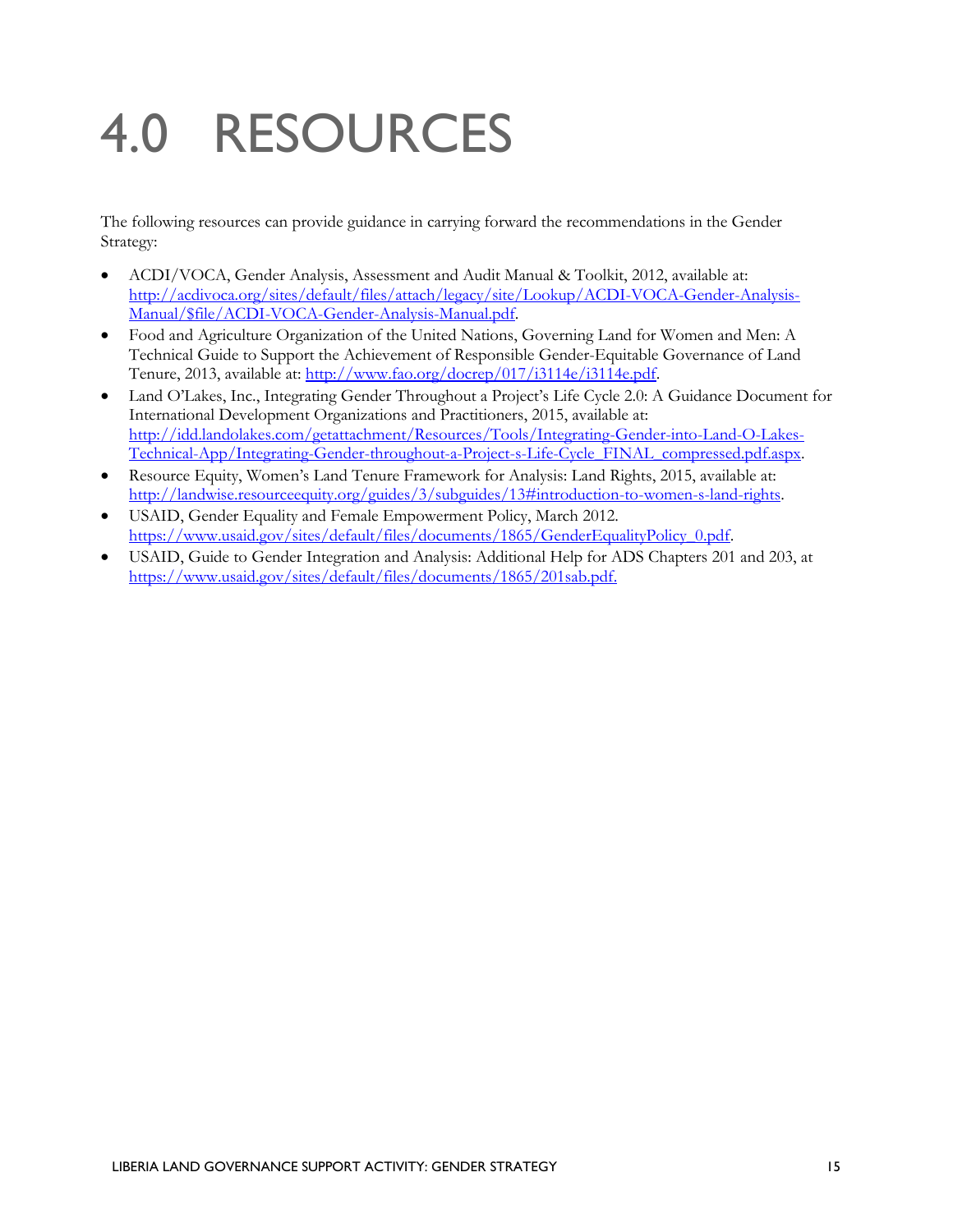# 4.0 RESOURCES

The following resources can provide guidance in carrying forward the recommendations in the Gender Strategy:

- ACDI/VOCA, Gender Analysis, Assessment and Audit Manual & Toolkit, 2012, available at: [http://acdivoca.org/sites/default/files/attach/legacy/site/Lookup/ACDI-VOCA-Gender-Analysis-Manual/$file/ACDI-VOCA-Gender-Analysis-Manual.pdf](http://acdivoca.org/sites/default/files/attach/legacy/site/Lookup/ACDI-VOCA-Gender-Analysis-Manual/$file/ACDI-VOCA-Gender-Analysis-Manual.pdf).
- Food and Agriculture Organization of the United Nations, Governing Land for Women and Men: A Technical Guide to Support the Achievement of Responsible Gender-Equitable Governance of Land Tenure, 2013, available at: [http://www.fao.org/docrep/017/i3114e/i3114e.pdf](http://www.fao.org/docrep/017/i3114e/i3114e.pdf).
- Land O'Lakes, Inc., Integrating Gender Throughout a Project's Life Cycle 2.0: A Guidance Document for International Development Organizations and Practitioners, 2015, available at: [http://idd.landolakes.com/getattachment/Resources/Tools/Integrating-Gender-into-Land-O-Lakes-Technical-App/Integrating-Gender-throughout-a-Project-s-Life-Cycle_FINAL_compressed.pdf.aspx](http://idd.landolakes.com/getattachment/Resources/Tools/Integrating-Gender-into-Land-O-Lakes-Technical-App/Integrating-Gender-throughout-a-Project-s-Life-Cycle_FINAL_compressed.pdf.aspx).
- Resource Equity, Women's Land Tenure Framework for Analysis: Land Rights, 2015, available at: [http://landwise.resourceequity.org/guides/3/subguides/13#introduction-to-women-s-land-rights](http://landwise.resourceequity.org/guides/3/subguides/13#introduction-to-women-s-land-rights).
- USAID, Gender Equality and Female Empowerment Policy, March 2012. [https://www.usaid.gov/sites/default/files/documents/1865/GenderEqualityPolicy_0.pdf](https://www.usaid.gov/sites/default/files/documents/1865/GenderEqualityPolicy_0.pdf).
- USAID, Guide to Gender Integration and Analysis: Additional Help for ADS Chapters 201 and 203, at [https://www.usaid.gov/sites/default/files/documents/1865/201sab.pdf.](https://www.usaid.gov/sites/default/files/documents/1865/201sab.pdf)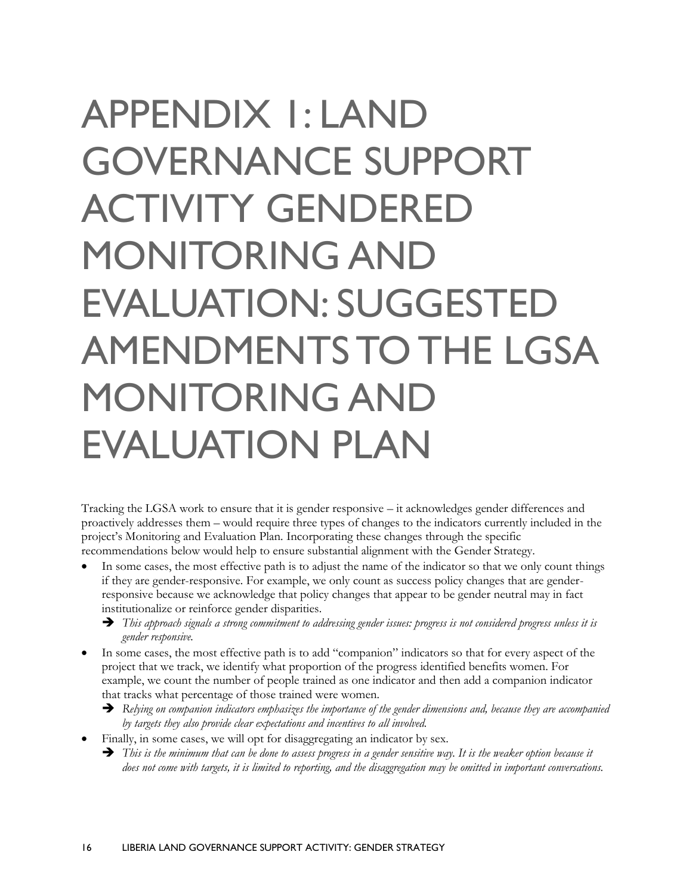# APPENDIX 1: LAND GOVERNANCE SUPPORT ACTIVITY GENDERED MONITORING AND EVALUATION: SUGGESTED AMENDMENTS TO THE LGSA MONITORING AND EVALUATION PLAN

Tracking the LGSA work to ensure that it is gender responsive – it acknowledges gender differences and proactively addresses them – would require three types of changes to the indicators currently included in the project's Monitoring and Evaluation Plan. Incorporating these changes through the specific recommendations below would help to ensure substantial alignment with the Gender Strategy.

- In some cases, the most effective path is to adjust the name of the indicator so that we only count things if they are gender-responsive. For example, we only count as success policy changes that are gender-responsive because we acknowledge that policy changes that appear to be gender neutral may in fact institutionalize or reinforce gender disparities.
  - ➔ *This approach signals a strong commitment to addressing gender issues: progress is not considered progress unless it is gender responsive.*
- In some cases, the most effective path is to add "companion" indicators so that for every aspect of the project that we track, we identify what proportion of the progress identified benefits women. For example, we count the number of people trained as one indicator and then add a companion indicator that tracks what percentage of those trained were women.
  - ➔ *Relying on companion indicators emphasizes the importance of the gender dimensions and, because they are accompanied by targets they also provide clear expectations and incentives to all involved.*
- Finally, in some cases, we will opt for disaggregating an indicator by sex.
  - ➔ *This is the minimum that can be done to assess progress in a gender sensitive way. It is the weaker option because it does not come with targets, it is limited to reporting, and the disaggregation may be omitted in important conversations.*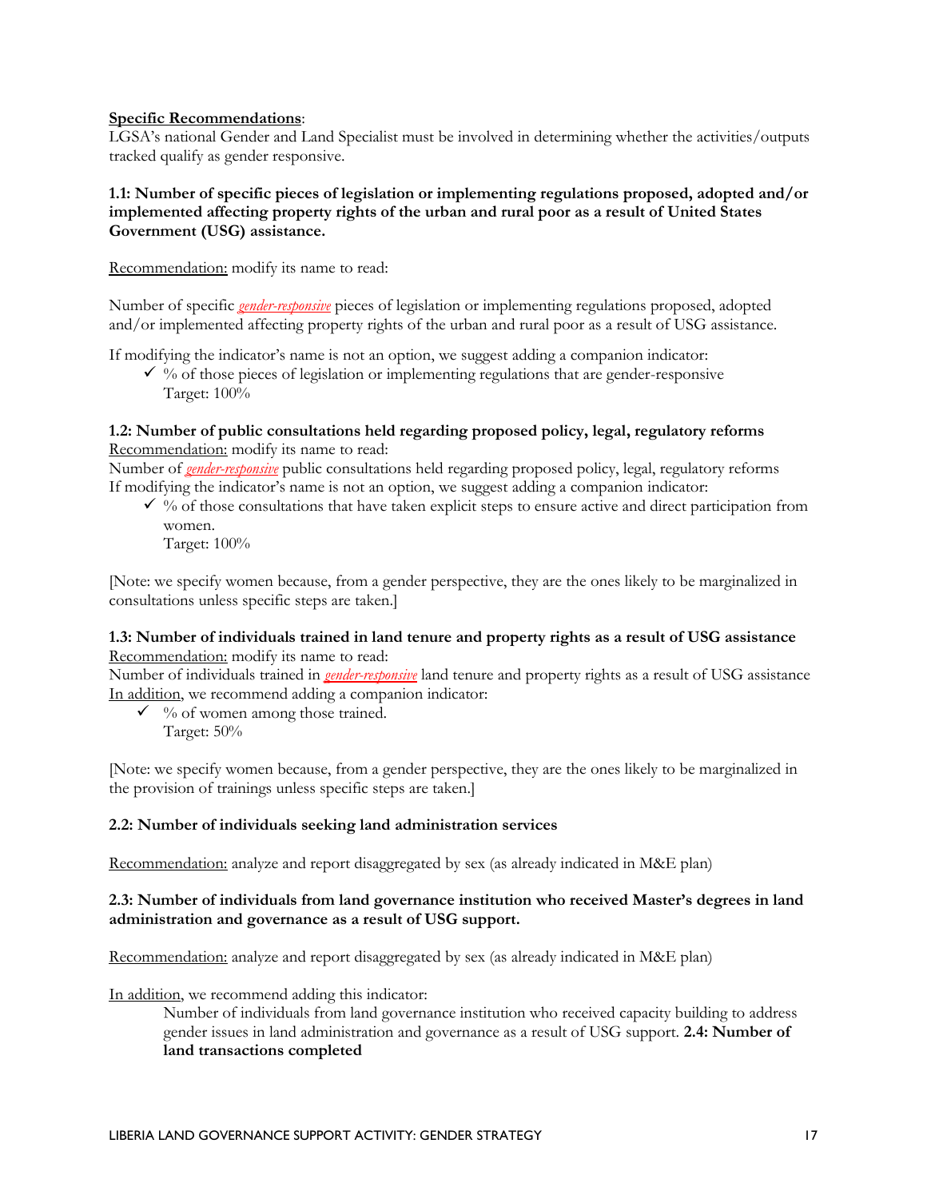**Specific Recommendations**:
LGSA's national Gender and Land Specialist must be involved in determining whether the activities/outputs tracked qualify as gender responsive.

**1.1: Number of specific pieces of legislation or implementing regulations proposed, adopted and/or implemented affecting property rights of the urban and rural poor as a result of United States Government (USG) assistance.**

Recommendation: modify its name to read:

Number of specific ***gender-responsive*** pieces of legislation or implementing regulations proposed, adopted and/or implemented affecting property rights of the urban and rural poor as a result of USG assistance.

If modifying the indicator's name is not an option, we suggest adding a companion indicator:

- ✓ % of those pieces of legislation or implementing regulations that are gender-responsive
  Target: 100%

**1.2: Number of public consultations held regarding proposed policy, legal, regulatory reforms**
Recommendation: modify its name to read:
Number of ***gender-responsive*** public consultations held regarding proposed policy, legal, regulatory reforms
If modifying the indicator's name is not an option, we suggest adding a companion indicator:

- ✓ % of those consultations that have taken explicit steps to ensure active and direct participation from women.
  Target: 100%

[Note: we specify women because, from a gender perspective, they are the ones likely to be marginalized in consultations unless specific steps are taken.]

**1.3: Number of individuals trained in land tenure and property rights as a result of USG assistance**
Recommendation: modify its name to read:
Number of individuals trained in ***gender-responsive*** land tenure and property rights as a result of USG assistance
In addition, we recommend adding a companion indicator:

- ✓ % of women among those trained.
  Target: 50%

[Note: we specify women because, from a gender perspective, they are the ones likely to be marginalized in the provision of trainings unless specific steps are taken.]

**2.2: Number of individuals seeking land administration services**

Recommendation: analyze and report disaggregated by sex (as already indicated in M&E plan)

**2.3: Number of individuals from land governance institution who received Master's degrees in land administration and governance as a result of USG support.**

Recommendation: analyze and report disaggregated by sex (as already indicated in M&E plan)

In addition, we recommend adding this indicator:

Number of individuals from land governance institution who received capacity building to address gender issues in land administration and governance as a result of USG support. **2.4: Number of land transactions completed**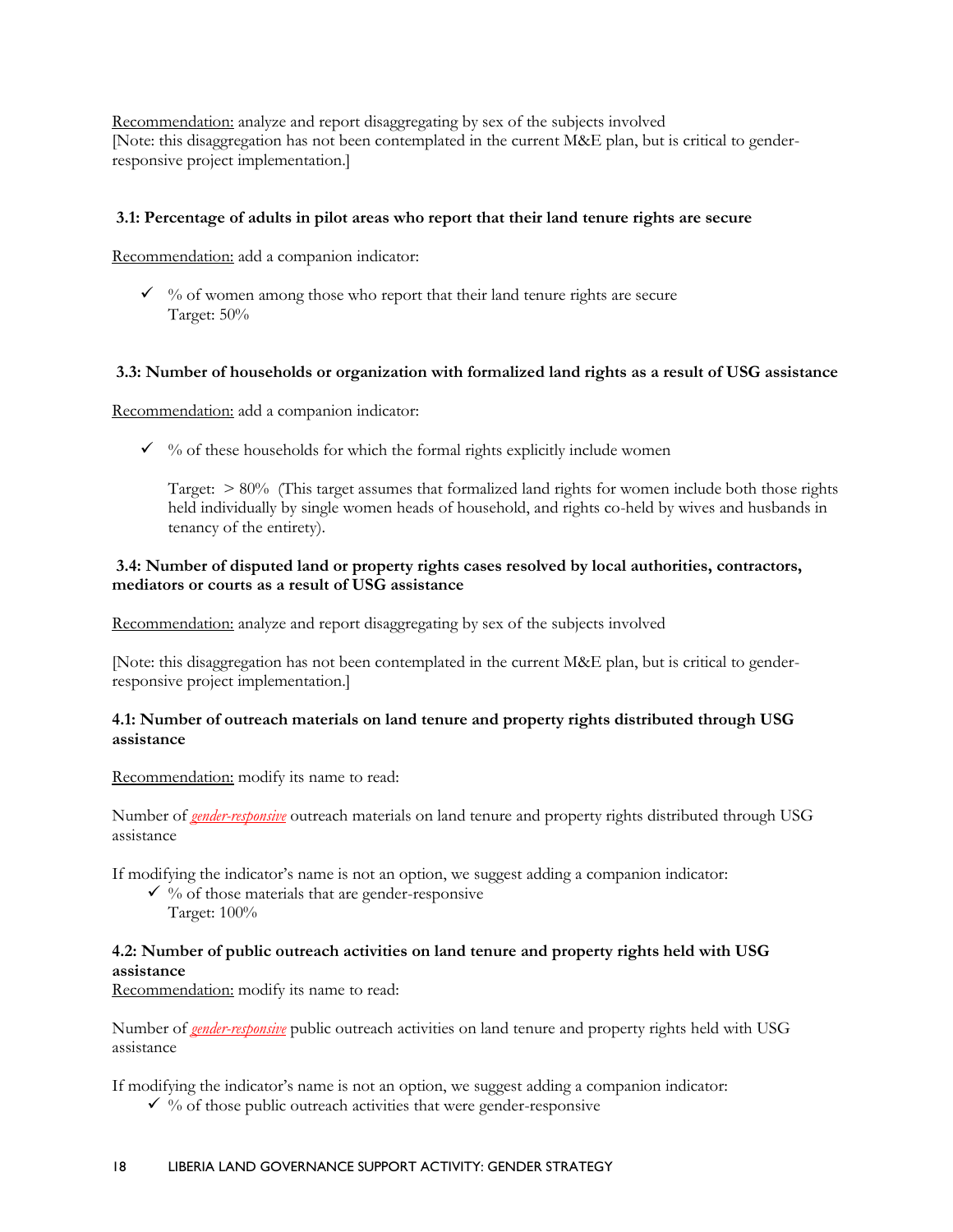<u>Recommendation:</u> analyze and report disaggregating by sex of the subjects involved
[Note: this disaggregation has not been contemplated in the current M&E plan, but is critical to gender-responsive project implementation.]

**3.1: Percentage of adults in pilot areas who report that their land tenure rights are secure**

<u>Recommendation:</u> add a companion indicator:

- ✓ % of women among those who report that their land tenure rights are secure
  Target: 50%

**3.3: Number of households or organization with formalized land rights as a result of USG assistance**

<u>Recommendation:</u> add a companion indicator:

- ✓ % of these households for which the formal rights explicitly include women

  Target: > 80% (This target assumes that formalized land rights for women include both those rights held individually by single women heads of household, and rights co-held by wives and husbands in tenancy of the entirety).

**3.4: Number of disputed land or property rights cases resolved by local authorities, contractors, mediators or courts as a result of USG assistance**

<u>Recommendation:</u> analyze and report disaggregating by sex of the subjects involved

[Note: this disaggregation has not been contemplated in the current M&E plan, but is critical to gender-responsive project implementation.]

**4.1: Number of outreach materials on land tenure and property rights distributed through USG assistance**

<u>Recommendation:</u> modify its name to read:

Number of <u>*gender-responsive*</u> outreach materials on land tenure and property rights distributed through USG assistance

If modifying the indicator's name is not an option, we suggest adding a companion indicator:

- ✓ % of those materials that are gender-responsive
  Target: 100%

**4.2: Number of public outreach activities on land tenure and property rights held with USG assistance**

<u>Recommendation:</u> modify its name to read:

Number of <u>*gender-responsive*</u> public outreach activities on land tenure and property rights held with USG assistance

If modifying the indicator's name is not an option, we suggest adding a companion indicator:

- ✓ % of those public outreach activities that were gender-responsive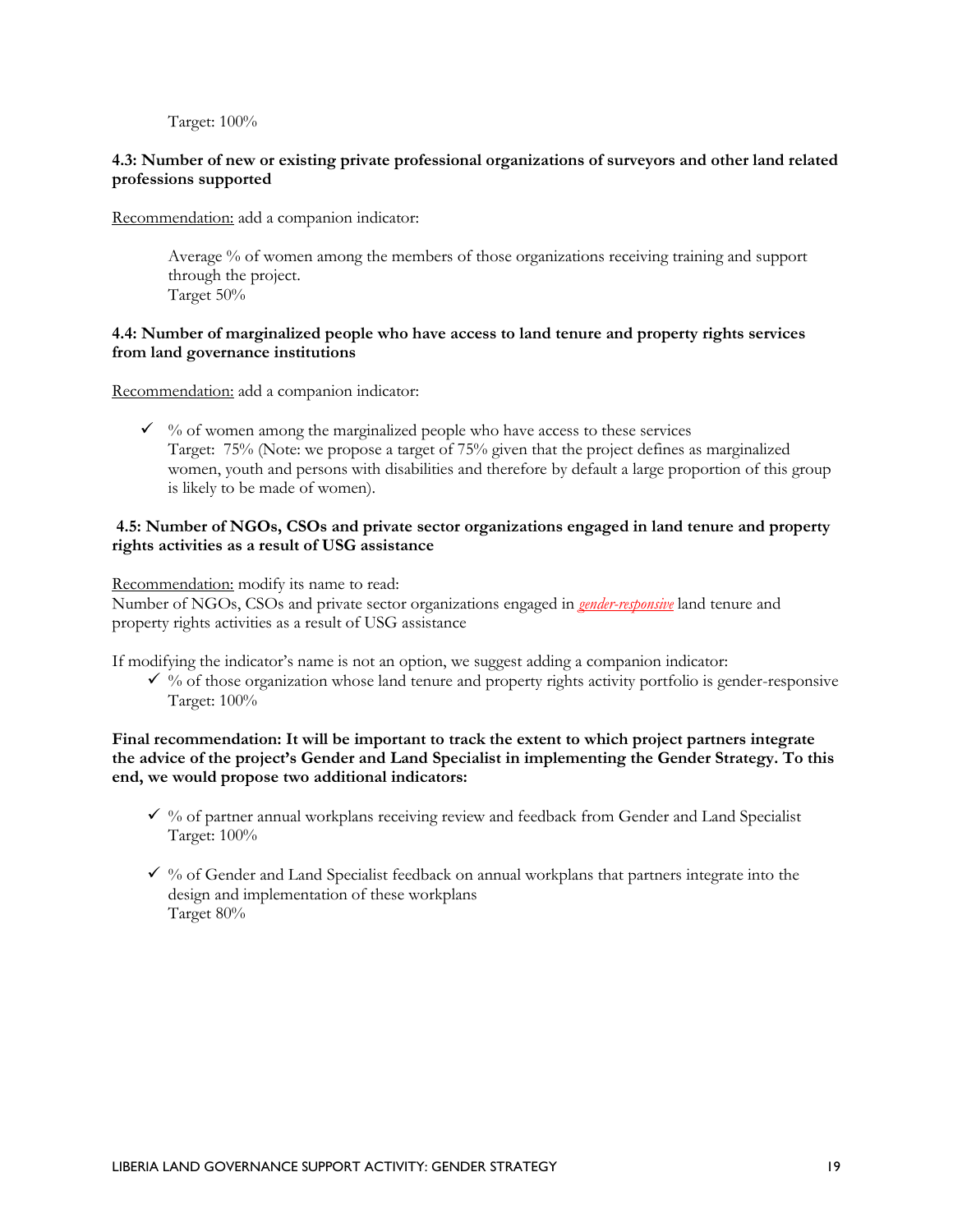Target: 100%

**4.3: Number of new or existing private professional organizations of surveyors and other land related professions supported**

Recommendation: add a companion indicator:

Average % of women among the members of those organizations receiving training and support through the project.
Target 50%

**4.4: Number of marginalized people who have access to land tenure and property rights services from land governance institutions**

Recommendation: add a companion indicator:

- ✓ % of women among the marginalized people who have access to these services
  Target: 75% (Note: we propose a target of 75% given that the project defines as marginalized women, youth and persons with disabilities and therefore by default a large proportion of this group is likely to be made of women).

**4.5: Number of NGOs, CSOs and private sector organizations engaged in land tenure and property rights activities as a result of USG assistance**

Recommendation: modify its name to read:
Number of NGOs, CSOs and private sector organizations engaged in *gender-responsive* land tenure and property rights activities as a result of USG assistance

If modifying the indicator's name is not an option, we suggest adding a companion indicator:

- ✓ % of those organization whose land tenure and property rights activity portfolio is gender-responsive
  Target: 100%

**Final recommendation: It will be important to track the extent to which project partners integrate the advice of the project's Gender and Land Specialist in implementing the Gender Strategy. To this end, we would propose two additional indicators:**

- ✓ % of partner annual workplans receiving review and feedback from Gender and Land Specialist
  Target: 100%

- ✓ % of Gender and Land Specialist feedback on annual workplans that partners integrate into the design and implementation of these workplans
  Target 80%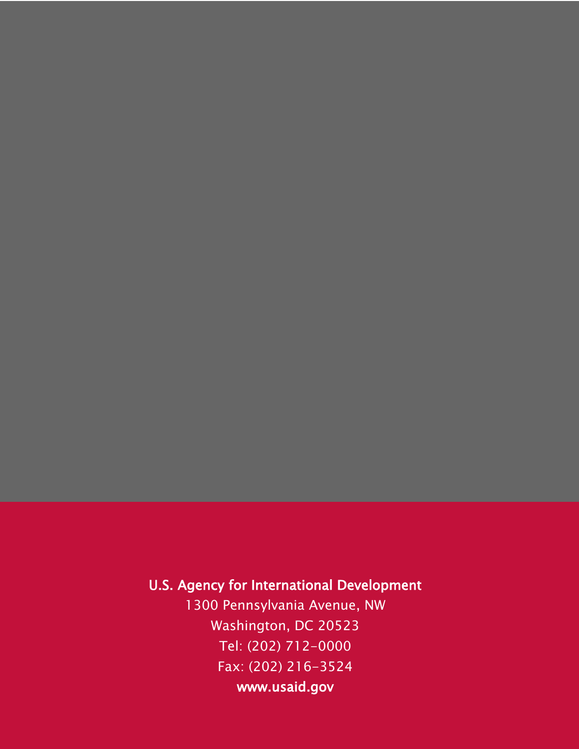**U.S. Agency for International Development**

1300 Pennsylvania Avenue, NW

Washington, DC 20523

Tel: (202) 712-0000

Fax: (202) 216-3524

**www.usaid.gov**